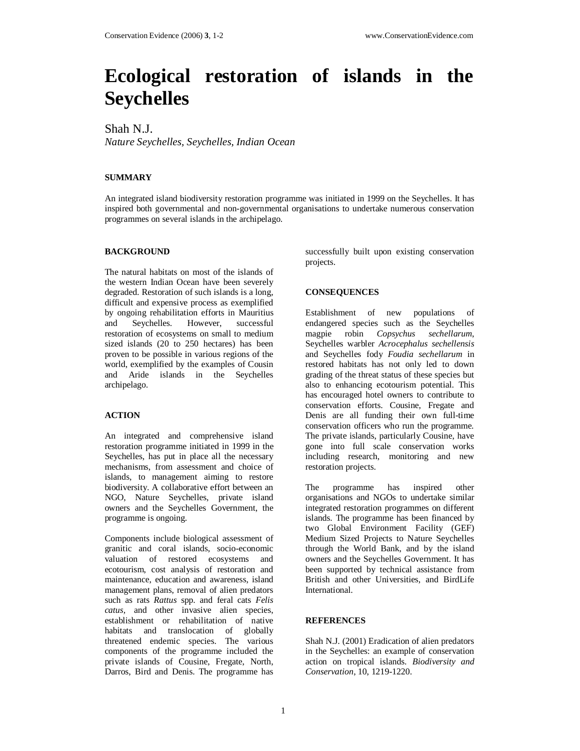# Ecological restoration of islands in the Seychelles

Shah N.J.

*Nature Seychelles, Seychelles, Indian Ocean*

## SUMMARY

An integrated island biodiversity restoration programme was initiated in 1999 on the Seychelles. It has inspired both governmental and non-governmental organisations to undertake numerous conservation programmes on several islands in the archipelago.

## BACKGROUND

The natural habitats on most of the islands of the western Indian Ocean have been severely degraded. Restoration of such islands is a long, difficult and expensive process as exemplified by ongoing rehabilitation efforts in Mauritius and Seychelles. However, successful restoration of ecosystems on small to medium sized islands (20 to 250 hectares) has been proven to be possible in various regions of the world, exemplified by the examples of Cousin and Aride islands in the Seychelles archipelago.

## ACTION

An integrated and comprehensive island restoration programme initiated in 1999 in the Seychelles, has put in place all the necessary mechanisms, from assessment and choice of islands, to management aiming to restore biodiversity. A collaborative effort between an NGO, Nature Seychelles, private island owners and the Seychelles Government, the programme is ongoing.

Components include biological assessment of granitic and coral islands, socio-economic valuation of restored ecosystems and ecotourism, cost analysis of restoration and maintenance, education and awareness, island management plans, removal of alien predators such as rats *Rattus* spp. and feral cats *Felis catus*, and other invasive alien species, establishment or rehabilitation of native habitats and translocation of globally threatened endemic species. The various components of the programme included the private islands of Cousine, Fregate, North, Darros, Bird and Denis. The programme has successfully built upon existing conservation projects.

## CONSEQUENCES

Establishment of new populations of endangered species such as the Seychelles magpie robin *Copsychus sechellarum*, Seychelles warbler *Acrocephalus sechellensis* and Seychelles fody *Foudia sechellarum* in restored habitats has not only led to down grading of the threat status of these species but also to enhancing ecotourism potential. This has encouraged hotel owners to contribute to conservation efforts. Cousine, Fregate and Denis are all funding their own full-time conservation officers who run the programme. The private islands, particularly Cousine, have gone into full scale conservation works including research, monitoring and new restoration projects.

The programme has inspired other organisations and NGOs to undertake similar integrated restoration programmes on different islands. The programme has been financed by two Global Environment Facility (GEF) Medium Sized Projects to Nature Seychelles through the World Bank, and by the island owners and the Seychelles Government. It has been supported by technical assistance from British and other Universities, and BirdLife International.

## REFERENCES

Shah N.J. (2001) Eradication of alien predators in the Seychelles: an example of conservation action on tropical islands. *Biodiversity and Conservation*, 10, 1219-1220.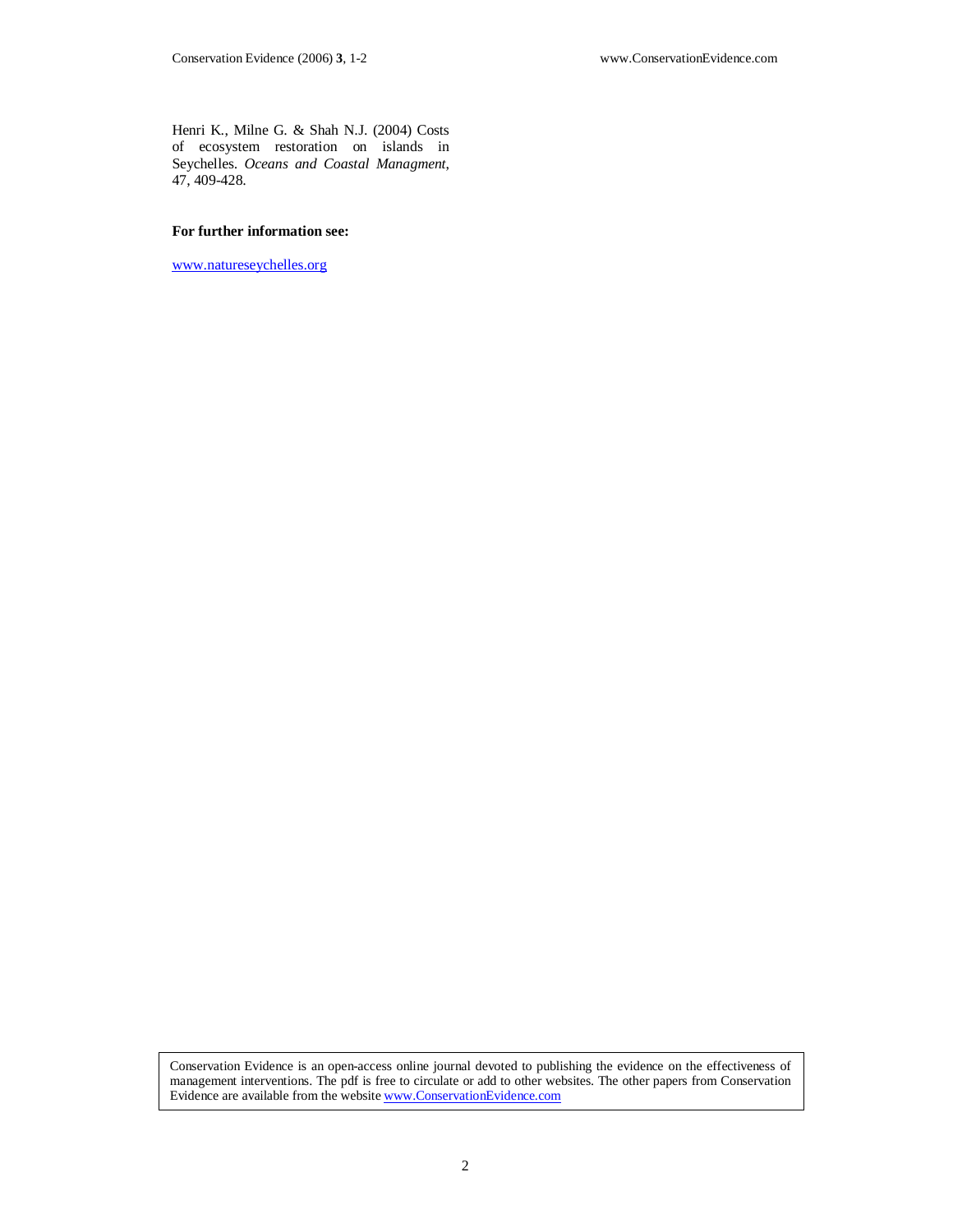Henri K., Milne G. & Shah N.J. (2004) Costs of ecosystem restoration on islands in Seychelles. *Oceans and Coastal Managment*, 47, 409-428.

**For further information see:**

www.natureseychelles.org

Conservation Evidence is an open-access online journal devoted to publishing the evidence on the effectiveness of management interventions. The pdf is free to circulate or add to other websites. The other papers from Conservation Evidence are available from the website www.ConservationEvidence.com